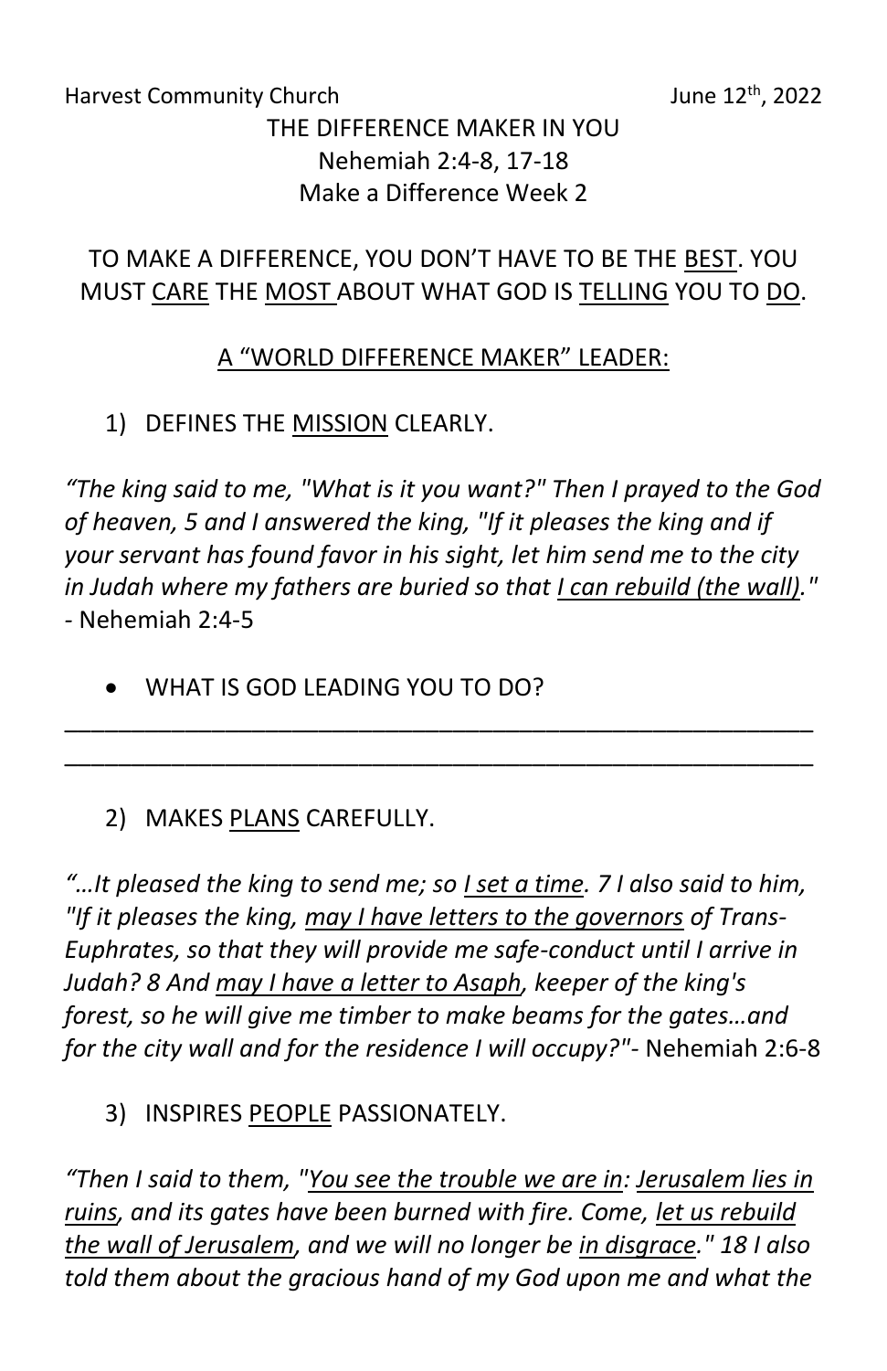Harvest Community Church June 12th, 2022

# THE DIFFERENCE MAKER IN YOU

Nehemiah 2:4-8, 17-18

Make a Difference Week 2

TO MAKE A DIFFERENCE, YOU DON'T HAVE TO BE THE <u>BEST</u>. YOU MUST <u>CARE</u> THE <u>MOST</u> ABOUT WHAT GOD IS <u>TELLING</u> YOU TO <u>DO</u>.

## <u>A "WORLD DIFFERENCE MAKER" LEADER:</u>

1) DEFINES THE <u>MISSION</u> CLEARLY.

*"The king said to me, "What is it you want?" Then I prayed to the God of heaven, 5 and I answered the king, "If it pleases the king and if your servant has found favor in his sight, let him send me to the city in Judah where my fathers are buried so that <u>I can rebuild (the wall)</u>."* - Nehemiah 2:4-5

- WHAT IS GOD LEADING YOU TO DO?

\_\_\_\_\_\_\_\_\_\_\_\_\_\_\_\_\_\_\_\_\_\_\_\_\_\_\_\_\_\_\_\_\_\_\_\_\_\_\_\_\_\_\_\_\_\_\_\_\_\_\_\_\_\_\_\_\_\_

\_\_\_\_\_\_\_\_\_\_\_\_\_\_\_\_\_\_\_\_\_\_\_\_\_\_\_\_\_\_\_\_\_\_\_\_\_\_\_\_\_\_\_\_\_\_\_\_\_\_\_\_\_\_\_\_\_\_

2) MAKES <u>PLANS</u> CAREFULLY.

*"…It pleased the king to send me; so <u>I set a time</u>. 7 I also said to him, "If it pleases the king, <u>may I have letters to the governors</u> of Trans-Euphrates, so that they will provide me safe-conduct until I arrive in Judah? 8 And <u>may I have a letter to Asaph</u>, keeper of the king's forest, so he will give me timber to make beams for the gates…and for the city wall and for the residence I will occupy?"*- Nehemiah 2:6-8

3) INSPIRES <u>PEOPLE</u> PASSIONATELY.

*"Then I said to them, "<u>You see the trouble we are in</u>: <u>Jerusalem lies in ruins</u>, and its gates have been burned with fire. Come, <u>let us rebuild the wall of Jerusalem</u>, and we will no longer be <u>in disgrace</u>." 18 I also told them about the gracious hand of my God upon me and what the*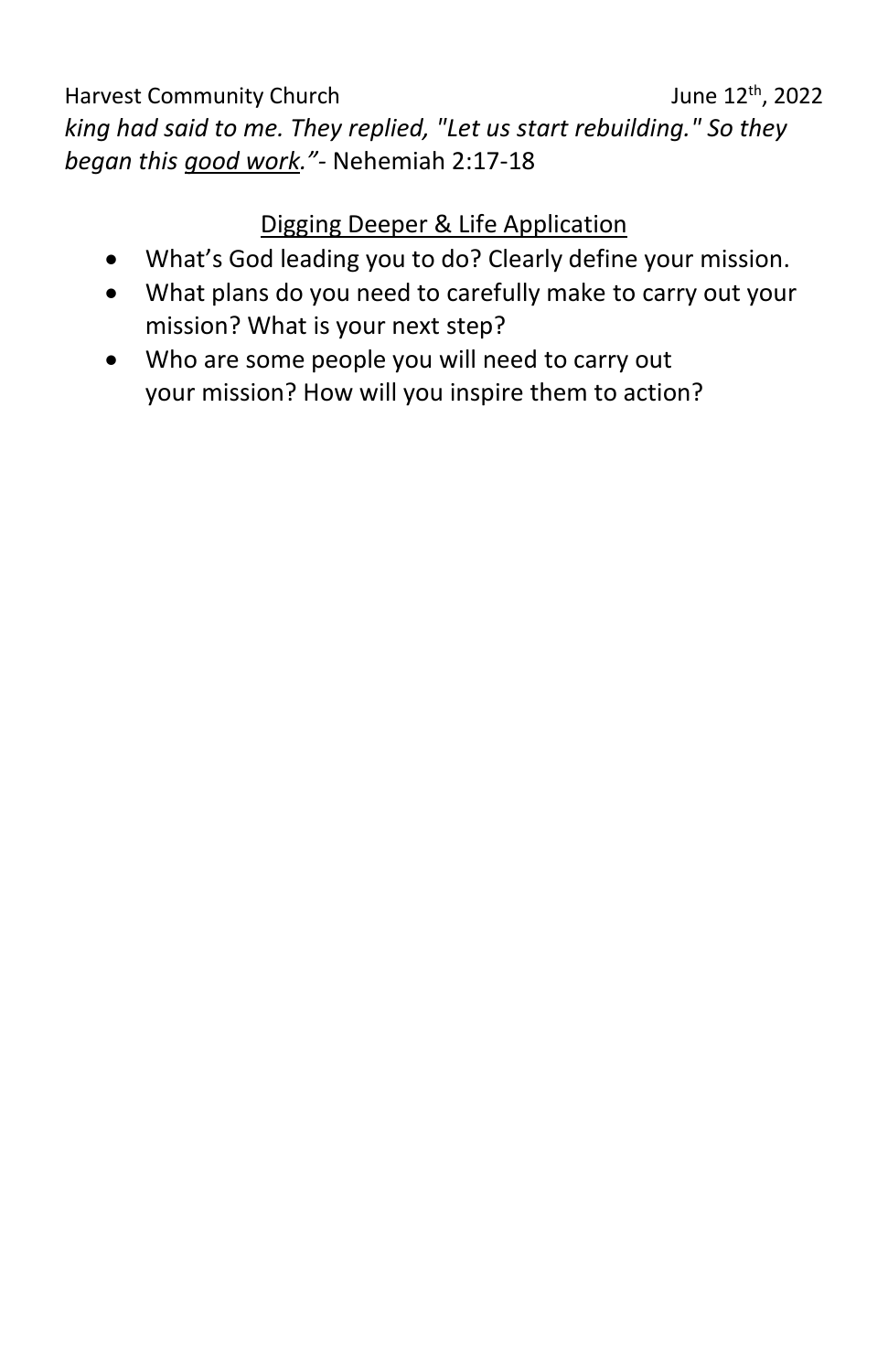*king had said to me. They replied, "Let us start rebuilding." So they began this good work."*- Nehemiah 2:17-18

## Digging Deeper & Life Application

- What's God leading you to do? Clearly define your mission.
- What plans do you need to carefully make to carry out your mission? What is your next step?
- Who are some people you will need to carry out your mission? How will you inspire them to action?